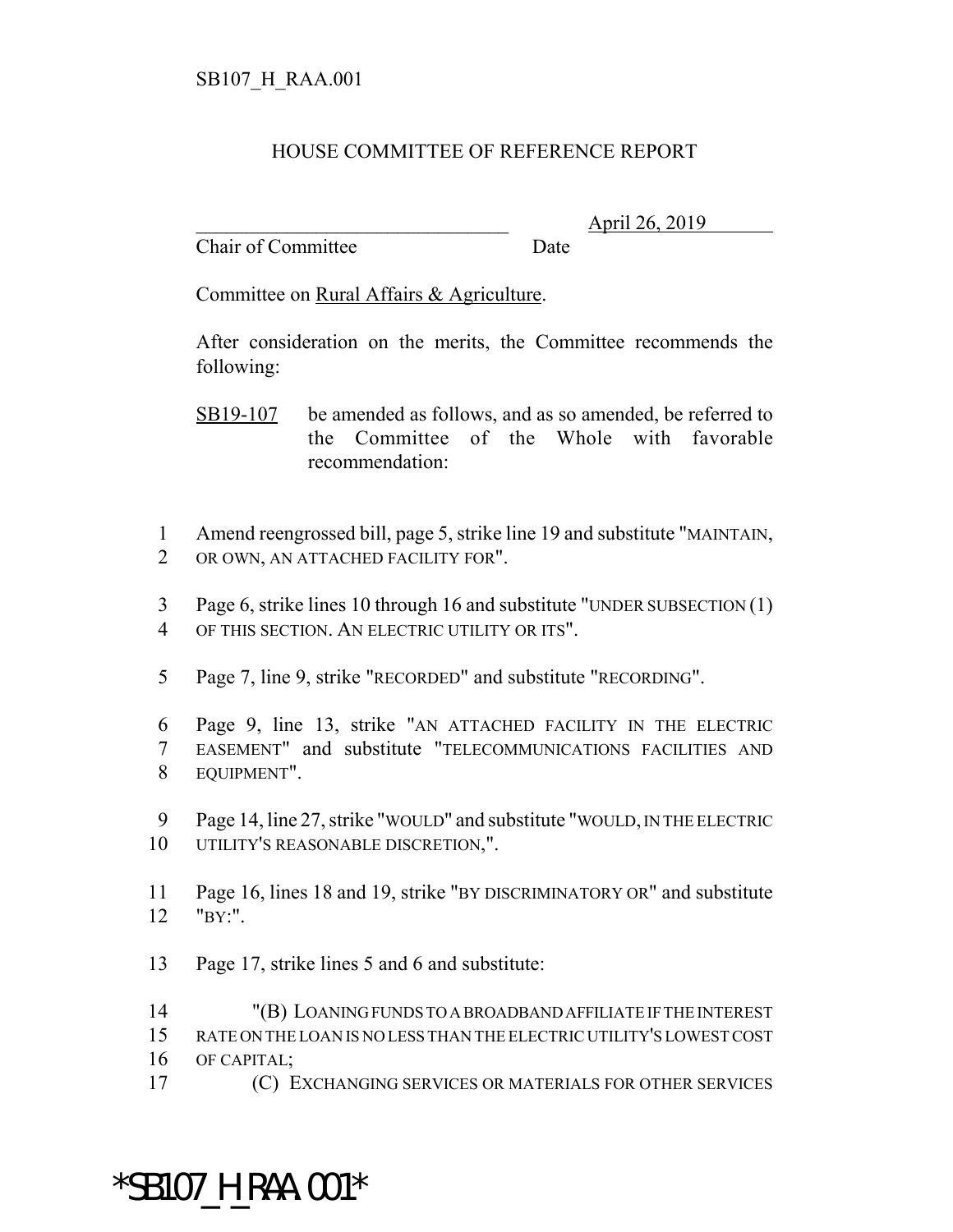SB107_H_RAA.001

# HOUSE COMMITTEE OF REFERENCE REPORT

________________________________ April 26, 2019
Chair of Committee Date

Committee on Rural Affairs & Agriculture.

After consideration on the merits, the Committee recommends the following:

SB19-107 be amended as follows, and as so amended, be referred to the Committee of the Whole with favorable recommendation:

1 Amend reengrossed bill, page 5, strike line 19 and substitute "MAINTAIN,
2 OR OWN, AN ATTACHED FACILITY FOR".

3 Page 6, strike lines 10 through 16 and substitute "UNDER SUBSECTION (1)
4 OF THIS SECTION. AN ELECTRIC UTILITY OR ITS".

5 Page 7, line 9, strike "RECORDED" and substitute "RECORDING".

6 Page 9, line 13, strike "AN ATTACHED FACILITY IN THE ELECTRIC
7 EASEMENT" and substitute "TELECOMMUNICATIONS FACILITIES AND
8 EQUIPMENT".

9 Page 14, line 27, strike "WOULD" and substitute "WOULD, IN THE ELECTRIC
10 UTILITY'S REASONABLE DISCRETION,".

11 Page 16, lines 18 and 19, strike "BY DISCRIMINATORY OR" and substitute
12 "BY:".

13 Page 17, strike lines 5 and 6 and substitute:

14 "(B) LOANING FUNDS TO A BROADBAND AFFILIATE IF THE INTEREST
15 RATE ON THE LOAN IS NO LESS THAN THE ELECTRIC UTILITY'S LOWEST COST
16 OF CAPITAL;
17 (C) EXCHANGING SERVICES OR MATERIALS FOR OTHER SERVICES

*SB107_H_RAA.001*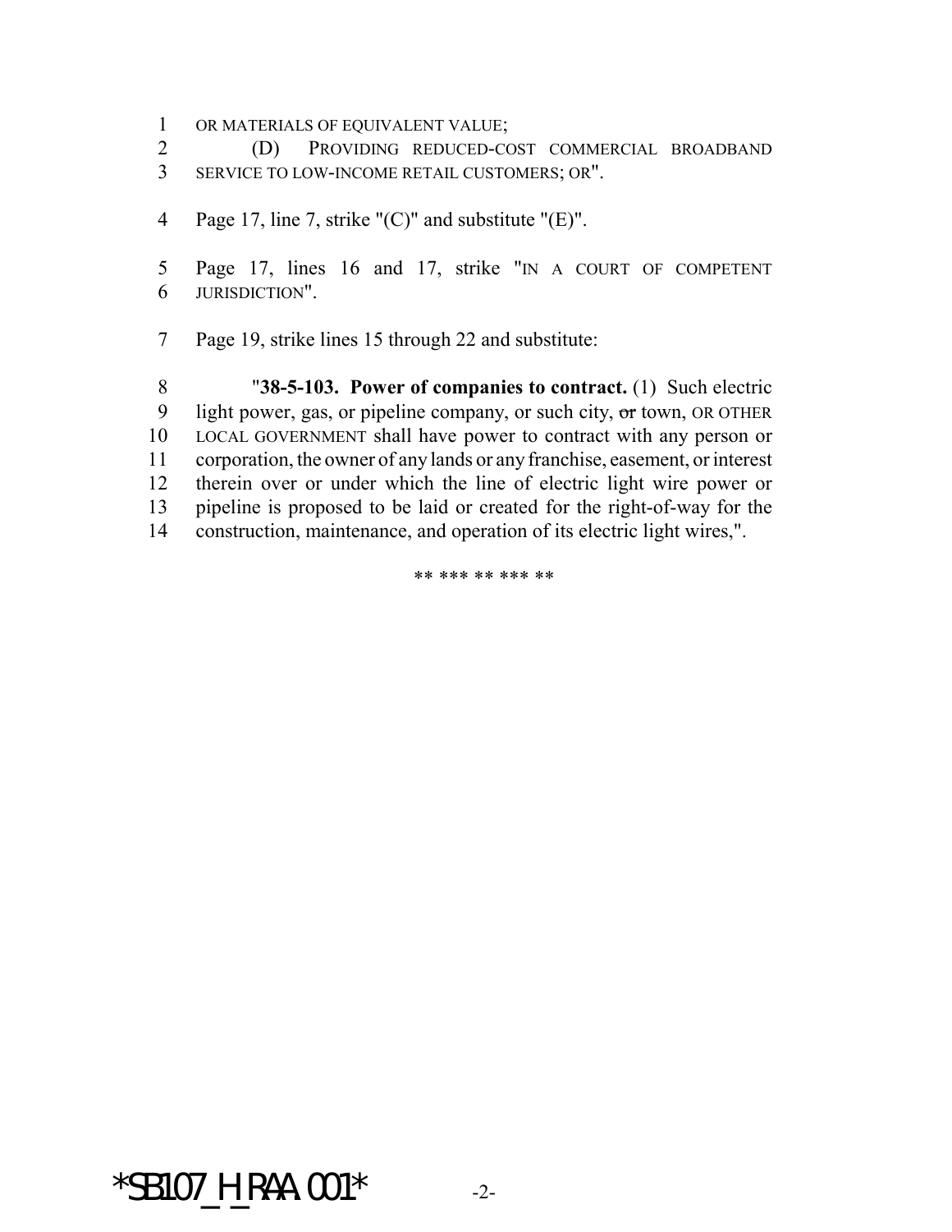OR MATERIALS OF EQUIVALENT VALUE;

(D) PROVIDING REDUCED-COST COMMERCIAL BROADBAND SERVICE TO LOW-INCOME RETAIL CUSTOMERS; OR".

Page 17, line 7, strike "(C)" and substitute "(E)".

Page 17, lines 16 and 17, strike "IN A COURT OF COMPETENT JURISDICTION".

Page 19, strike lines 15 through 22 and substitute:

"**38-5-103. Power of companies to contract.** (1) Such electric light power, gas, or pipeline company, or such city, ~~or~~ town, OR OTHER LOCAL GOVERNMENT shall have power to contract with any person or corporation, the owner of any lands or any franchise, easement, or interest therein over or under which the line of electric light wire power or pipeline is proposed to be laid or created for the right-of-way for the construction, maintenance, and operation of its electric light wires,".

** *** ** *** **